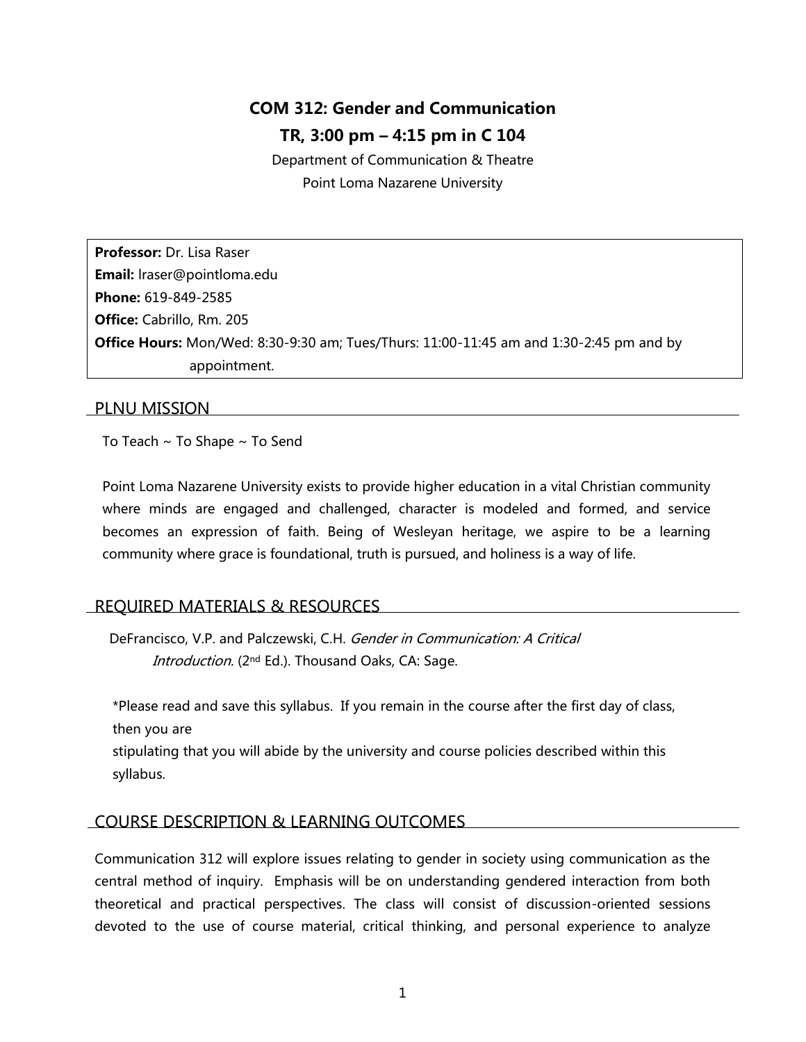# COM 312: Gender and Communication

## TR, 3:00 pm – 4:15 pm in C 104

Department of Communication & Theatre
Point Loma Nazarene University

**Professor:** Dr. Lisa Raser
**Email:** lraser@pointloma.edu
**Phone:** 619-849-2585
**Office:** Cabrillo, Rm. 205
**Office Hours:** Mon/Wed: 8:30-9:30 am; Tues/Thurs: 11:00-11:45 am and 1:30-2:45 pm and by appointment.

## PLNU MISSION

To Teach ~ To Shape ~ To Send

Point Loma Nazarene University exists to provide higher education in a vital Christian community where minds are engaged and challenged, character is modeled and formed, and service becomes an expression of faith. Being of Wesleyan heritage, we aspire to be a learning community where grace is foundational, truth is pursued, and holiness is a way of life.

## REQUIRED MATERIALS & RESOURCES

DeFrancisco, V.P. and Palczewski, C.H. *Gender in Communication: A Critical Introduction.* (2nd Ed.). Thousand Oaks, CA: Sage.

*Please read and save this syllabus. If you remain in the course after the first day of class, then you are
stipulating that you will abide by the university and course policies described within this syllabus.

## COURSE DESCRIPTION & LEARNING OUTCOMES

Communication 312 will explore issues relating to gender in society using communication as the central method of inquiry. Emphasis will be on understanding gendered interaction from both theoretical and practical perspectives. The class will consist of discussion-oriented sessions devoted to the use of course material, critical thinking, and personal experience to analyze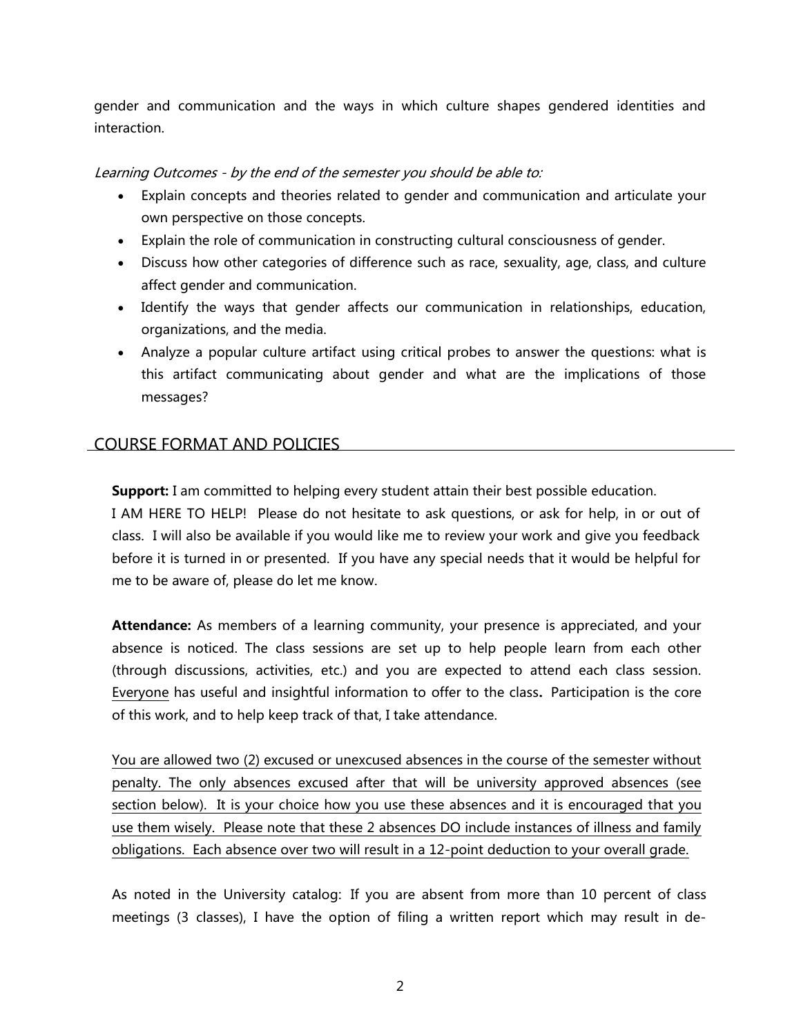gender and communication and the ways in which culture shapes gendered identities and interaction.

*Learning Outcomes - by the end of the semester you should be able to:*

- Explain concepts and theories related to gender and communication and articulate your own perspective on those concepts.
- Explain the role of communication in constructing cultural consciousness of gender.
- Discuss how other categories of difference such as race, sexuality, age, class, and culture affect gender and communication.
- Identify the ways that gender affects our communication in relationships, education, organizations, and the media.
- Analyze a popular culture artifact using critical probes to answer the questions: what is this artifact communicating about gender and what are the implications of those messages?

## COURSE FORMAT AND POLICIES

**Support:** I am committed to helping every student attain their best possible education. I AM HERE TO HELP! Please do not hesitate to ask questions, or ask for help, in or out of class. I will also be available if you would like me to review your work and give you feedback before it is turned in or presented. If you have any special needs that it would be helpful for me to be aware of, please do let me know.

**Attendance:** As members of a learning community, your presence is appreciated, and your absence is noticed. The class sessions are set up to help people learn from each other (through discussions, activities, etc.) and you are expected to attend each class session. <u>Everyone</u> has useful and insightful information to offer to the class**.** Participation is the core of this work, and to help keep track of that, I take attendance.

<u>You are allowed two (2) excused or unexcused absences in the course of the semester without penalty. The only absences excused after that will be university approved absences (see section below). It is your choice how you use these absences and it is encouraged that you use them wisely. Please note that these 2 absences DO include instances of illness and family obligations. Each absence over two will result in a 12-point deduction to your overall grade.</u>

As noted in the University catalog: If you are absent from more than 10 percent of class meetings (3 classes), I have the option of filing a written report which may result in de-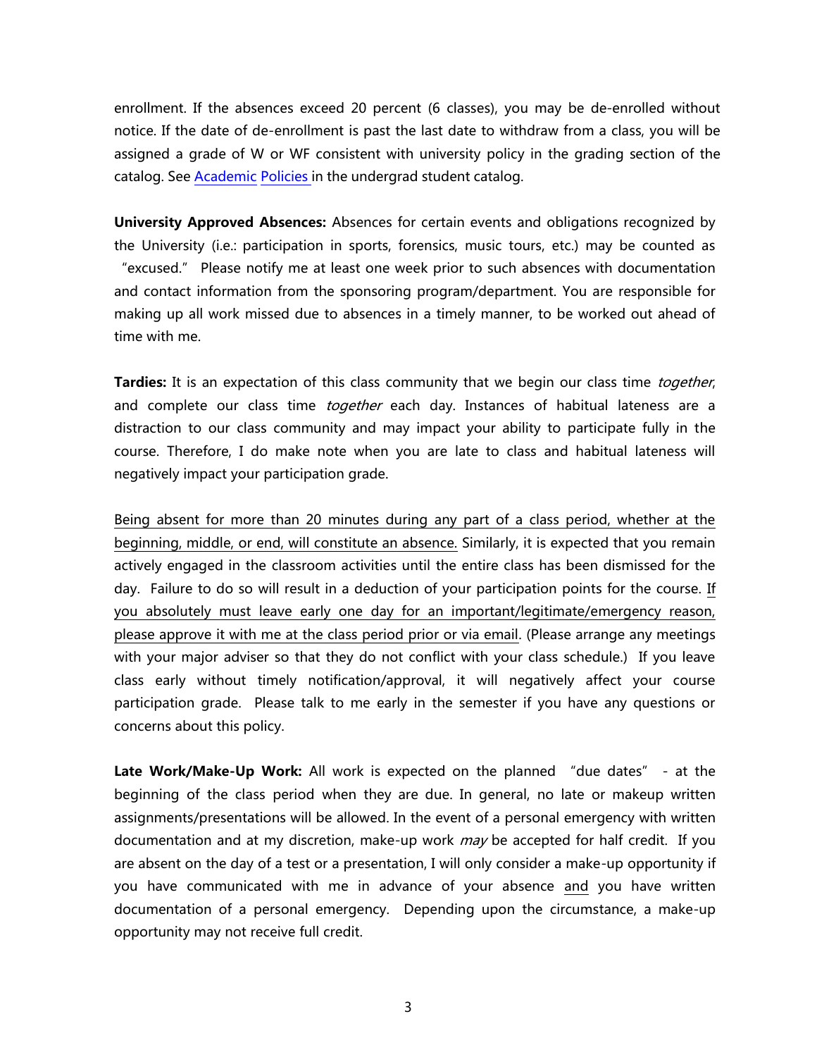enrollment. If the absences exceed 20 percent (6 classes), you may be de-enrolled without notice. If the date of de-enrollment is past the last date to withdraw from a class, you will be assigned a grade of W or WF consistent with university policy in the grading section of the catalog. See Academic Policies in the undergrad student catalog.

**University Approved Absences:** Absences for certain events and obligations recognized by the University (i.e.: participation in sports, forensics, music tours, etc.) may be counted as "excused." Please notify me at least one week prior to such absences with documentation and contact information from the sponsoring program/department. You are responsible for making up all work missed due to absences in a timely manner, to be worked out ahead of time with me.

**Tardies:** It is an expectation of this class community that we begin our class time *together*, and complete our class time *together* each day. Instances of habitual lateness are a distraction to our class community and may impact your ability to participate fully in the course. Therefore, I do make note when you are late to class and habitual lateness will negatively impact your participation grade.

Being absent for more than 20 minutes during any part of a class period, whether at the beginning, middle, or end, will constitute an absence. Similarly, it is expected that you remain actively engaged in the classroom activities until the entire class has been dismissed for the day. Failure to do so will result in a deduction of your participation points for the course. If you absolutely must leave early one day for an important/legitimate/emergency reason, please approve it with me at the class period prior or via email. (Please arrange any meetings with your major adviser so that they do not conflict with your class schedule.) If you leave class early without timely notification/approval, it will negatively affect your course participation grade. Please talk to me early in the semester if you have any questions or concerns about this policy.

**Late Work/Make-Up Work:** All work is expected on the planned "due dates" - at the beginning of the class period when they are due. In general, no late or makeup written assignments/presentations will be allowed. In the event of a personal emergency with written documentation and at my discretion, make-up work *may* be accepted for half credit. If you are absent on the day of a test or a presentation, I will only consider a make-up opportunity if you have communicated with me in advance of your absence and you have written documentation of a personal emergency. Depending upon the circumstance, a make-up opportunity may not receive full credit.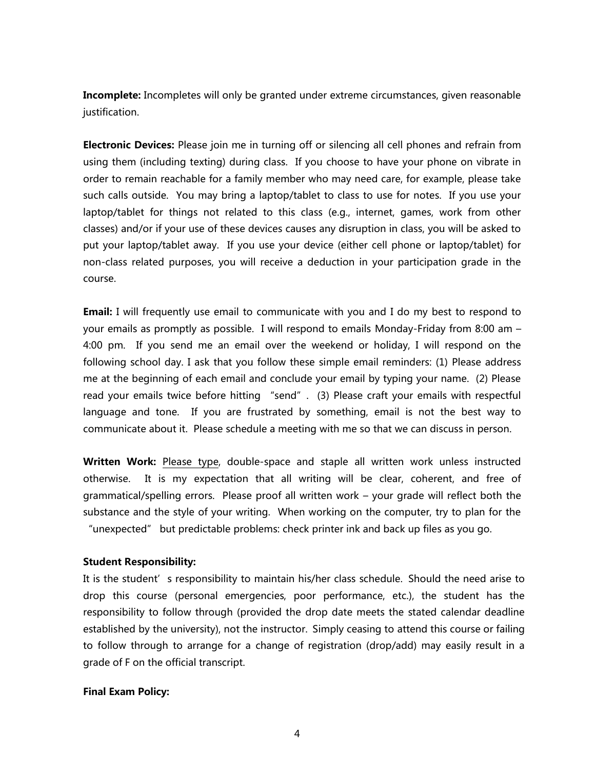**Incomplete:** Incompletes will only be granted under extreme circumstances, given reasonable justification.

**Electronic Devices:** Please join me in turning off or silencing all cell phones and refrain from using them (including texting) during class. If you choose to have your phone on vibrate in order to remain reachable for a family member who may need care, for example, please take such calls outside. You may bring a laptop/tablet to class to use for notes. If you use your laptop/tablet for things not related to this class (e.g., internet, games, work from other classes) and/or if your use of these devices causes any disruption in class, you will be asked to put your laptop/tablet away. If you use your device (either cell phone or laptop/tablet) for non-class related purposes, you will receive a deduction in your participation grade in the course.

**Email:** I will frequently use email to communicate with you and I do my best to respond to your emails as promptly as possible. I will respond to emails Monday-Friday from 8:00 am – 4:00 pm. If you send me an email over the weekend or holiday, I will respond on the following school day. I ask that you follow these simple email reminders: (1) Please address me at the beginning of each email and conclude your email by typing your name. (2) Please read your emails twice before hitting "send". (3) Please craft your emails with respectful language and tone. If you are frustrated by something, email is not the best way to communicate about it. Please schedule a meeting with me so that we can discuss in person.

**Written Work:** <u>Please type</u>, double-space and staple all written work unless instructed otherwise. It is my expectation that all writing will be clear, coherent, and free of grammatical/spelling errors. Please proof all written work – your grade will reflect both the substance and the style of your writing. When working on the computer, try to plan for the "unexpected" but predictable problems: check printer ink and back up files as you go.

**Student Responsibility:**
It is the student's responsibility to maintain his/her class schedule. Should the need arise to drop this course (personal emergencies, poor performance, etc.), the student has the responsibility to follow through (provided the drop date meets the stated calendar deadline established by the university), not the instructor. Simply ceasing to attend this course or failing to follow through to arrange for a change of registration (drop/add) may easily result in a grade of F on the official transcript.

**Final Exam Policy:**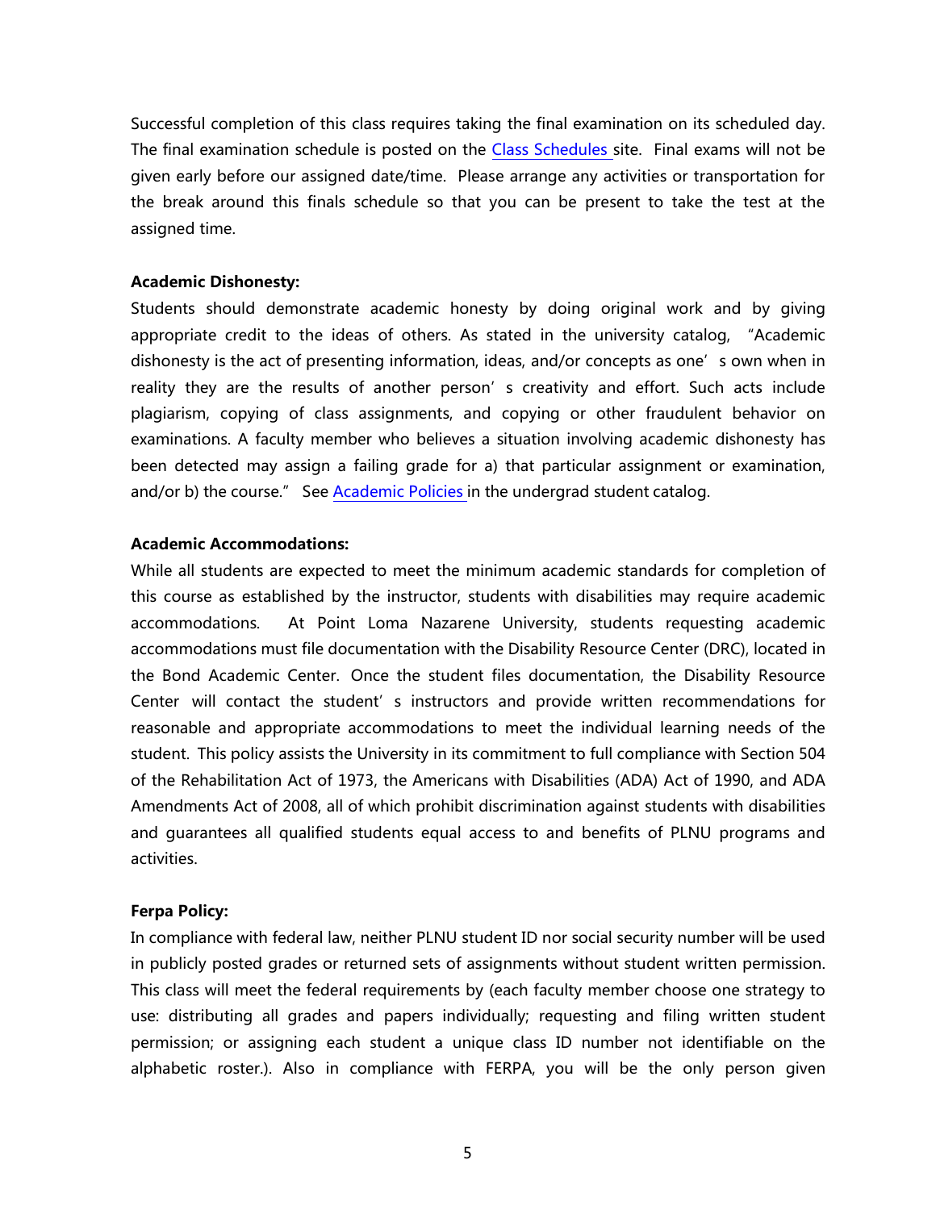Successful completion of this class requires taking the final examination on its scheduled day. The final examination schedule is posted on the Class Schedules site. Final exams will not be given early before our assigned date/time. Please arrange any activities or transportation for the break around this finals schedule so that you can be present to take the test at the assigned time.

**Academic Dishonesty:**

Students should demonstrate academic honesty by doing original work and by giving appropriate credit to the ideas of others. As stated in the university catalog, "Academic dishonesty is the act of presenting information, ideas, and/or concepts as one's own when in reality they are the results of another person's creativity and effort. Such acts include plagiarism, copying of class assignments, and copying or other fraudulent behavior on examinations. A faculty member who believes a situation involving academic dishonesty has been detected may assign a failing grade for a) that particular assignment or examination, and/or b) the course." See Academic Policies in the undergrad student catalog.

**Academic Accommodations:**

While all students are expected to meet the minimum academic standards for completion of this course as established by the instructor, students with disabilities may require academic accommodations. At Point Loma Nazarene University, students requesting academic accommodations must file documentation with the Disability Resource Center (DRC), located in the Bond Academic Center. Once the student files documentation, the Disability Resource Center will contact the student's instructors and provide written recommendations for reasonable and appropriate accommodations to meet the individual learning needs of the student. This policy assists the University in its commitment to full compliance with Section 504 of the Rehabilitation Act of 1973, the Americans with Disabilities (ADA) Act of 1990, and ADA Amendments Act of 2008, all of which prohibit discrimination against students with disabilities and guarantees all qualified students equal access to and benefits of PLNU programs and activities.

**Ferpa Policy:**

In compliance with federal law, neither PLNU student ID nor social security number will be used in publicly posted grades or returned sets of assignments without student written permission. This class will meet the federal requirements by (each faculty member choose one strategy to use: distributing all grades and papers individually; requesting and filing written student permission; or assigning each student a unique class ID number not identifiable on the alphabetic roster.). Also in compliance with FERPA, you will be the only person given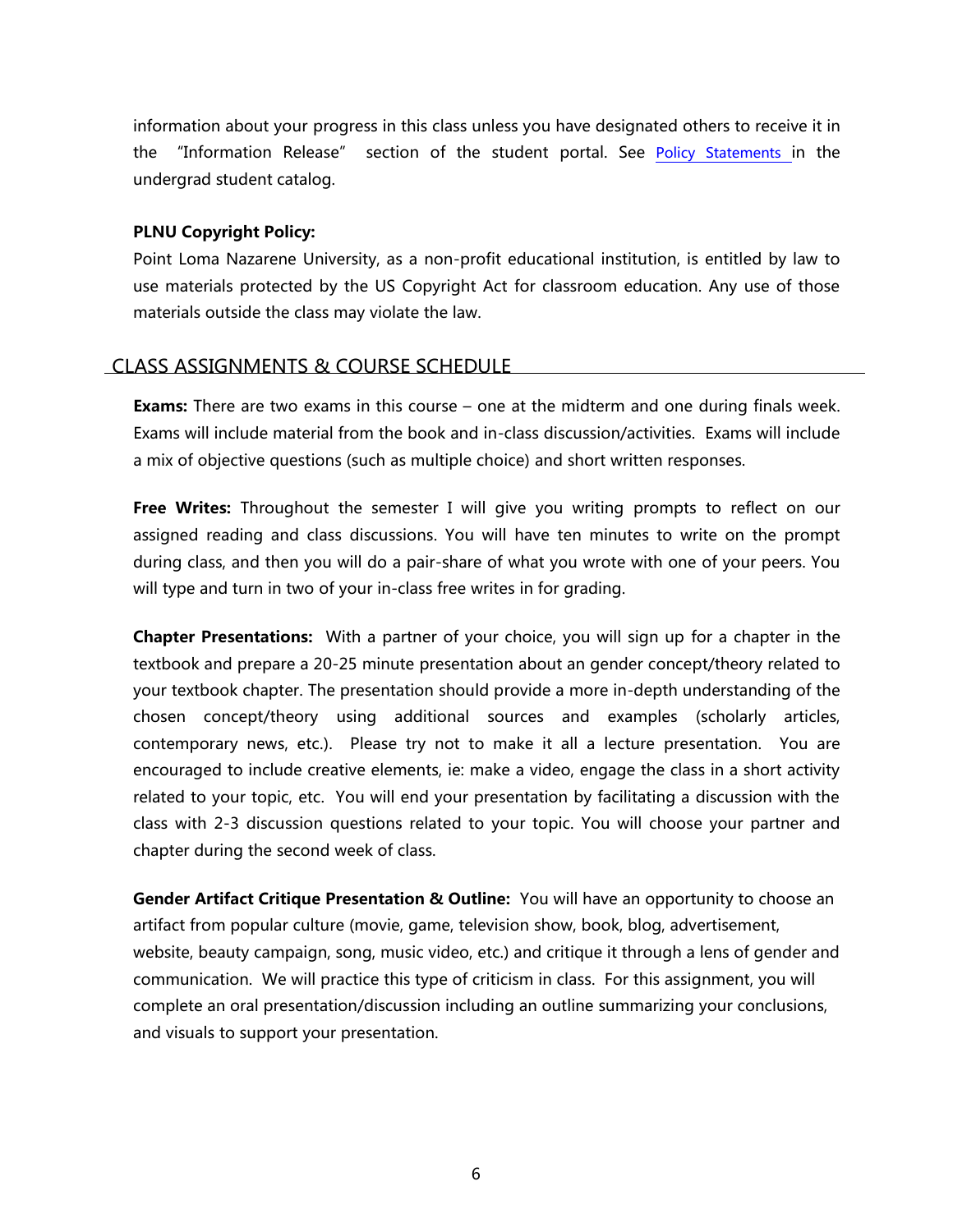information about your progress in this class unless you have designated others to receive it in the "Information Release" section of the student portal. See Policy Statements in the undergrad student catalog.

**PLNU Copyright Policy:**

Point Loma Nazarene University, as a non-profit educational institution, is entitled by law to use materials protected by the US Copyright Act for classroom education. Any use of those materials outside the class may violate the law.

## CLASS ASSIGNMENTS & COURSE SCHEDULE

**Exams:** There are two exams in this course – one at the midterm and one during finals week. Exams will include material from the book and in-class discussion/activities. Exams will include a mix of objective questions (such as multiple choice) and short written responses.

**Free Writes:** Throughout the semester I will give you writing prompts to reflect on our assigned reading and class discussions. You will have ten minutes to write on the prompt during class, and then you will do a pair-share of what you wrote with one of your peers. You will type and turn in two of your in-class free writes in for grading.

**Chapter Presentations:** With a partner of your choice, you will sign up for a chapter in the textbook and prepare a 20-25 minute presentation about an gender concept/theory related to your textbook chapter. The presentation should provide a more in-depth understanding of the chosen concept/theory using additional sources and examples (scholarly articles, contemporary news, etc.). Please try not to make it all a lecture presentation. You are encouraged to include creative elements, ie: make a video, engage the class in a short activity related to your topic, etc. You will end your presentation by facilitating a discussion with the class with 2-3 discussion questions related to your topic. You will choose your partner and chapter during the second week of class.

**Gender Artifact Critique Presentation & Outline:** You will have an opportunity to choose an artifact from popular culture (movie, game, television show, book, blog, advertisement, website, beauty campaign, song, music video, etc.) and critique it through a lens of gender and communication. We will practice this type of criticism in class. For this assignment, you will complete an oral presentation/discussion including an outline summarizing your conclusions, and visuals to support your presentation.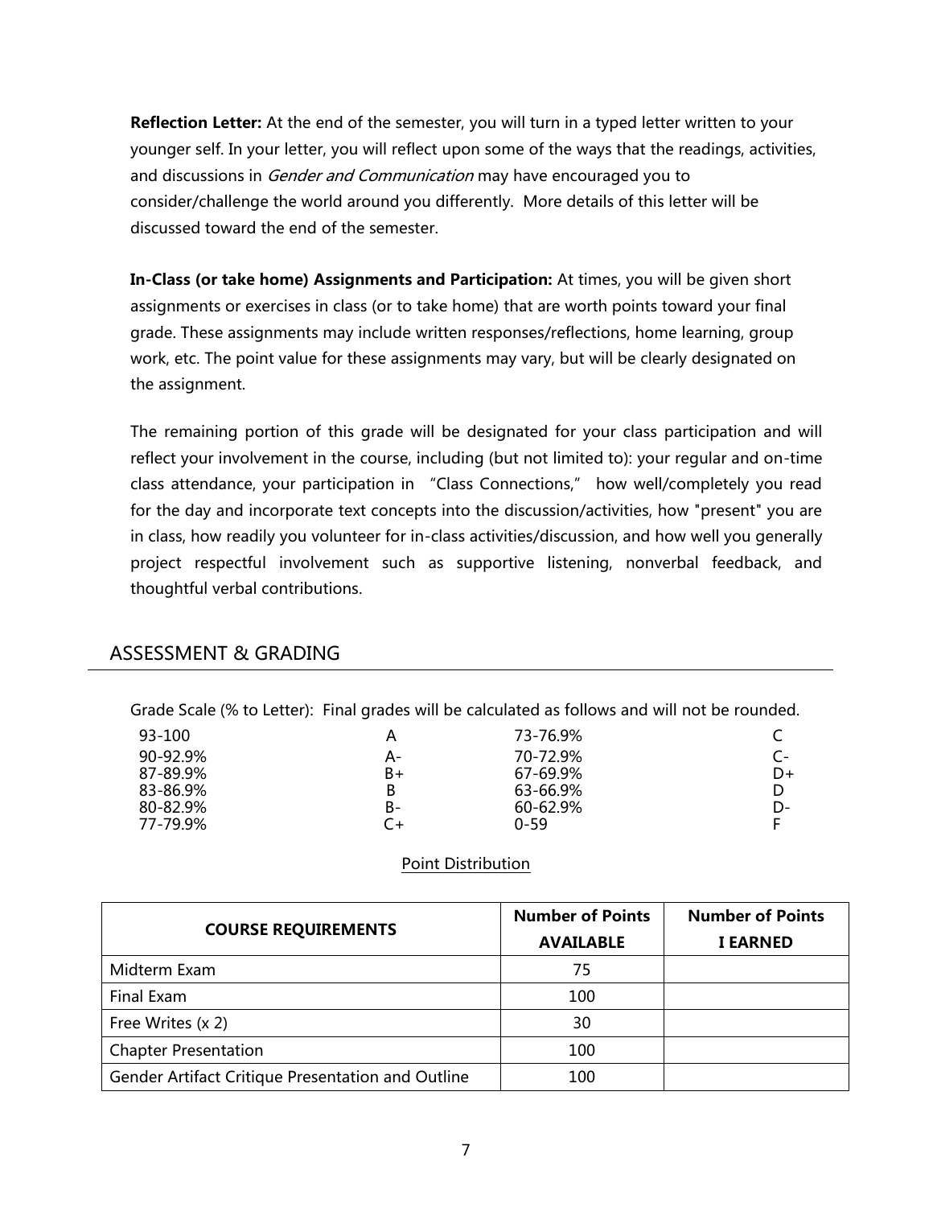**Reflection Letter:** At the end of the semester, you will turn in a typed letter written to your younger self. In your letter, you will reflect upon some of the ways that the readings, activities, and discussions in *Gender and Communication* may have encouraged you to consider/challenge the world around you differently. More details of this letter will be discussed toward the end of the semester.

**In-Class (or take home) Assignments and Participation:** At times, you will be given short assignments or exercises in class (or to take home) that are worth points toward your final grade. These assignments may include written responses/reflections, home learning, group work, etc. The point value for these assignments may vary, but will be clearly designated on the assignment.

The remaining portion of this grade will be designated for your class participation and will reflect your involvement in the course, including (but not limited to): your regular and on-time class attendance, your participation in "Class Connections," how well/completely you read for the day and incorporate text concepts into the discussion/activities, how "present" you are in class, how readily you volunteer for in-class activities/discussion, and how well you generally project respectful involvement such as supportive listening, nonverbal feedback, and thoughtful verbal contributions.

## ASSESSMENT & GRADING

Grade Scale (% to Letter): Final grades will be calculated as follows and will not be rounded.

| | | | |
|---|---|---|---|
| 93-100 | A | 73-76.9% | C |
| 90-92.9% | A- | 70-72.9% | C- |
| 87-89.9% | B+ | 67-69.9% | D+ |
| 83-86.9% | B | 63-66.9% | D |
| 80-82.9% | B- | 60-62.9% | D- |
| 77-79.9% | C+ | 0-59 | F |

Point Distribution

| COURSE REQUIREMENTS | Number of Points AVAILABLE | Number of Points I EARNED |
|---|---|---|
| Midterm Exam | 75 | |
| Final Exam | 100 | |
| Free Writes (x 2) | 30 | |
| Chapter Presentation | 100 | |
| Gender Artifact Critique Presentation and Outline | 100 | |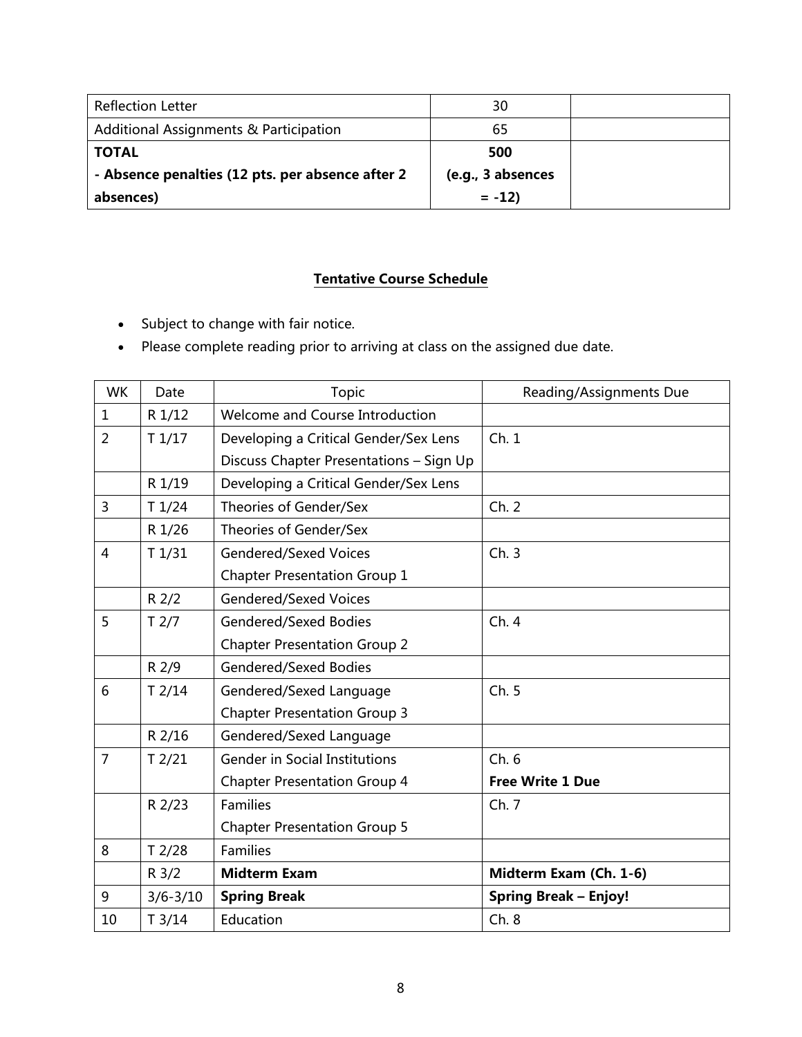| | | |
|---|---|---|
| Reflection Letter | 30 | |
| Additional Assignments & Participation | 65 | |
| **TOTAL**<br>**- Absence penalties (12 pts. per absence after 2 absences)** | **500**<br>**(e.g., 3 absences = -12)** | |

## Tentative Course Schedule

- Subject to change with fair notice.
- Please complete reading prior to arriving at class on the assigned due date.

| WK | Date | Topic | Reading/Assignments Due |
|---|---|---|---|
| 1 | R 1/12 | Welcome and Course Introduction | |
| 2 | T 1/17 | Developing a Critical Gender/Sex Lens<br>Discuss Chapter Presentations – Sign Up | Ch. 1 |
| | R 1/19 | Developing a Critical Gender/Sex Lens | |
| 3 | T 1/24 | Theories of Gender/Sex | Ch. 2 |
| | R 1/26 | Theories of Gender/Sex | |
| 4 | T 1/31 | Gendered/Sexed Voices<br>Chapter Presentation Group 1 | Ch. 3 |
| | R 2/2 | Gendered/Sexed Voices | |
| 5 | T 2/7 | Gendered/Sexed Bodies<br>Chapter Presentation Group 2 | Ch. 4 |
| | R 2/9 | Gendered/Sexed Bodies | |
| 6 | T 2/14 | Gendered/Sexed Language<br>Chapter Presentation Group 3 | Ch. 5 |
| | R 2/16 | Gendered/Sexed Language | |
| 7 | T 2/21 | Gender in Social Institutions<br>Chapter Presentation Group 4 | Ch. 6<br>**Free Write 1 Due** |
| | R 2/23 | Families<br>Chapter Presentation Group 5 | Ch. 7 |
| 8 | T 2/28 | Families | |
| | R 3/2 | **Midterm Exam** | **Midterm Exam (Ch. 1-6)** |
| 9 | 3/6-3/10 | **Spring Break** | **Spring Break – Enjoy!** |
| 10 | T 3/14 | Education | Ch. 8 |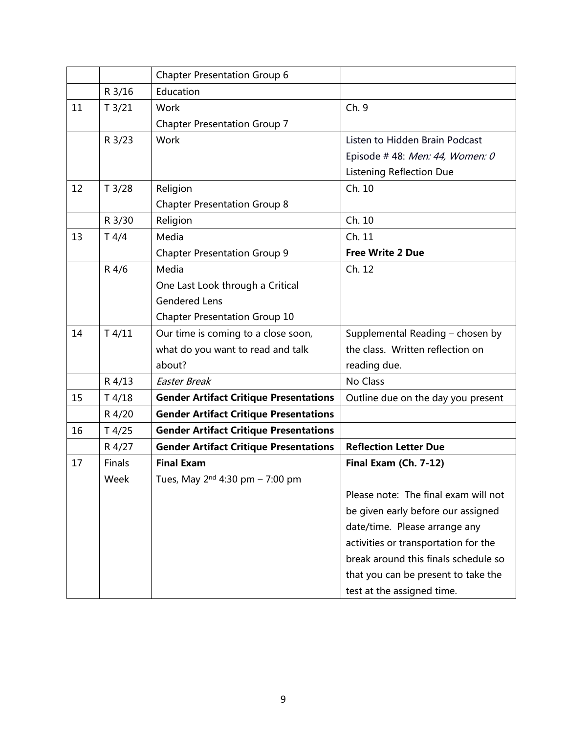| | | | |
|---|---|---|---|
| | | Chapter Presentation Group 6 | |
| | R 3/16 | Education | |
| 11 | T 3/21 | Work<br>Chapter Presentation Group 7 | Ch. 9 |
| | R 3/23 | Work | Listen to Hidden Brain Podcast Episode # 48: *Men: 44, Women: 0*<br>Listening Reflection Due |
| 12 | T 3/28 | Religion<br>Chapter Presentation Group 8 | Ch. 10 |
| | R 3/30 | Religion | Ch. 10 |
| 13 | T 4/4 | Media<br>Chapter Presentation Group 9 | Ch. 11<br>**Free Write 2 Due** |
| | R 4/6 | Media<br>One Last Look through a Critical Gendered Lens<br>Chapter Presentation Group 10 | Ch. 12 |
| 14 | T 4/11 | Our time is coming to a close soon, what do you want to read and talk about? | Supplemental Reading – chosen by the class. Written reflection on reading due. |
| | R 4/13 | *Easter Break* | No Class |
| 15 | T 4/18 | **Gender Artifact Critique Presentations** | Outline due on the day you present |
| | R 4/20 | **Gender Artifact Critique Presentations** | |
| 16 | T 4/25 | **Gender Artifact Critique Presentations** | |
| | R 4/27 | **Gender Artifact Critique Presentations** | **Reflection Letter Due** |
| 17 | Finals Week | **Final Exam**<br>Tues, May 2nd 4:30 pm – 7:00 pm | **Final Exam (Ch. 7-12)**<br><br>Please note: The final exam will not be given early before our assigned date/time. Please arrange any activities or transportation for the break around this finals schedule so that you can be present to take the test at the assigned time. |